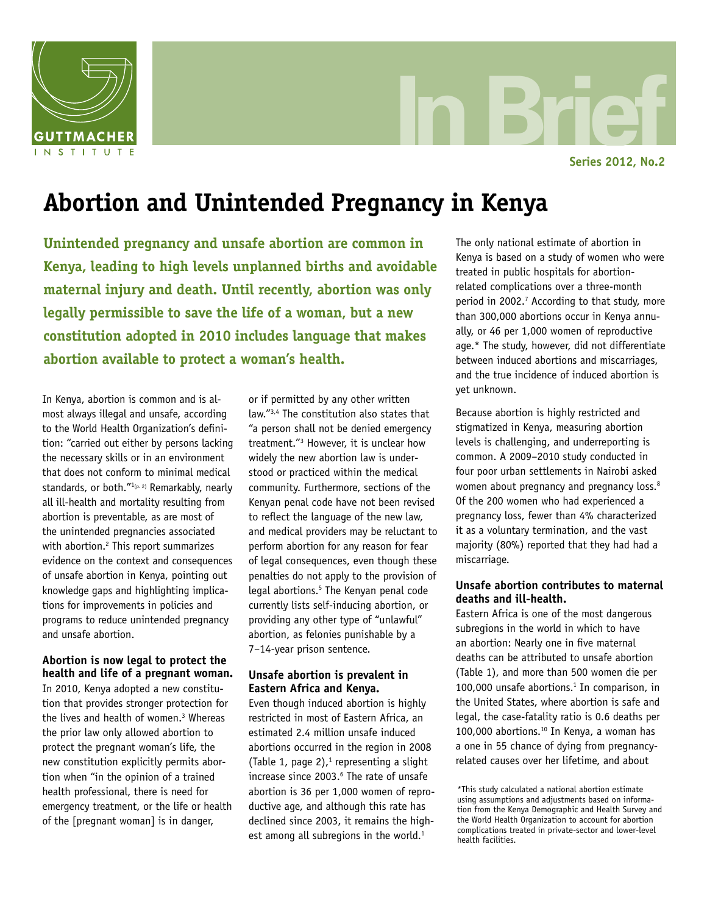Series 2012, No.2

# Abortion and Unintended Pregnancy in Kenya

**Unintended pregnancy and unsafe abortion are common in Kenya, leading to high levels unplanned births and avoidable maternal injury and death. Until recently, abortion was only legally permissible to save the life of a woman, but a new constitution adopted in 2010 includes language that makes abortion available to protect a woman's health.**

In Kenya, abortion is common and is almost always illegal and unsafe, according to the World Health Organization's definition: "carried out either by persons lacking the necessary skills or in an environment that does not conform to minimal medical standards, or both."[1(p. 2)] Remarkably, nearly all ill-health and mortality resulting from abortion is preventable, as are most of the unintended pregnancies associated with abortion.[2] This report summarizes evidence on the context and consequences of unsafe abortion in Kenya, pointing out knowledge gaps and highlighting implications for improvements in policies and programs to reduce unintended pregnancy and unsafe abortion.

### Abortion is now legal to protect the health and life of a pregnant woman.

In 2010, Kenya adopted a new constitution that provides stronger protection for the lives and health of women.[3] Whereas the prior law only allowed abortion to protect the pregnant woman's life, the new constitution explicitly permits abortion when "in the opinion of a trained health professional, there is need for emergency treatment, or the life or health of the [pregnant woman] is in danger, or if permitted by any other written law."[3,4] The constitution also states that "a person shall not be denied emergency treatment."[3] However, it is unclear how widely the new abortion law is understood or practiced within the medical community. Furthermore, sections of the Kenyan penal code have not been revised to reflect the language of the new law, and medical providers may be reluctant to perform abortion for any reason for fear of legal consequences, even though these penalties do not apply to the provision of legal abortions.[5] The Kenyan penal code currently lists self-inducing abortion, or providing any other type of "unlawful" abortion, as felonies punishable by a 7–14-year prison sentence.

### Unsafe abortion is prevalent in Eastern Africa and Kenya.

Even though induced abortion is highly restricted in most of Eastern Africa, an estimated 2.4 million unsafe induced abortions occurred in the region in 2008 (Table 1, page 2),[1] representing a slight increase since 2003.[6] The rate of unsafe abortion is 36 per 1,000 women of reproductive age, and although this rate has declined since 2003, it remains the highest among all subregions in the world.[1]

The only national estimate of abortion in Kenya is based on a study of women who were treated in public hospitals for abortion-related complications over a three-month period in 2002.[7] According to that study, more than 300,000 abortions occur in Kenya annually, or 46 per 1,000 women of reproductive age.* The study, however, did not differentiate between induced abortions and miscarriages, and the true incidence of induced abortion is yet unknown.

Because abortion is highly restricted and stigmatized in Kenya, measuring abortion levels is challenging, and underreporting is common. A 2009–2010 study conducted in four poor urban settlements in Nairobi asked women about pregnancy and pregnancy loss.[8] Of the 200 women who had experienced a pregnancy loss, fewer than 4% characterized it as a voluntary termination, and the vast majority (80%) reported that they had had a miscarriage.

### Unsafe abortion contributes to maternal deaths and ill-health.

Eastern Africa is one of the most dangerous subregions in the world in which to have an abortion: Nearly one in five maternal deaths can be attributed to unsafe abortion (Table 1), and more than 500 women die per 100,000 unsafe abortions.[1] In comparison, in the United States, where abortion is safe and legal, the case-fatality ratio is 0.6 deaths per 100,000 abortions.[10] In Kenya, a woman has a one in 55 chance of dying from pregnancy-related causes over her lifetime, and about

*This study calculated a national abortion estimate using assumptions and adjustments based on information from the Kenya Demographic and Health Survey and the World Health Organization to account for abortion complications treated in private-sector and lower-level health facilities.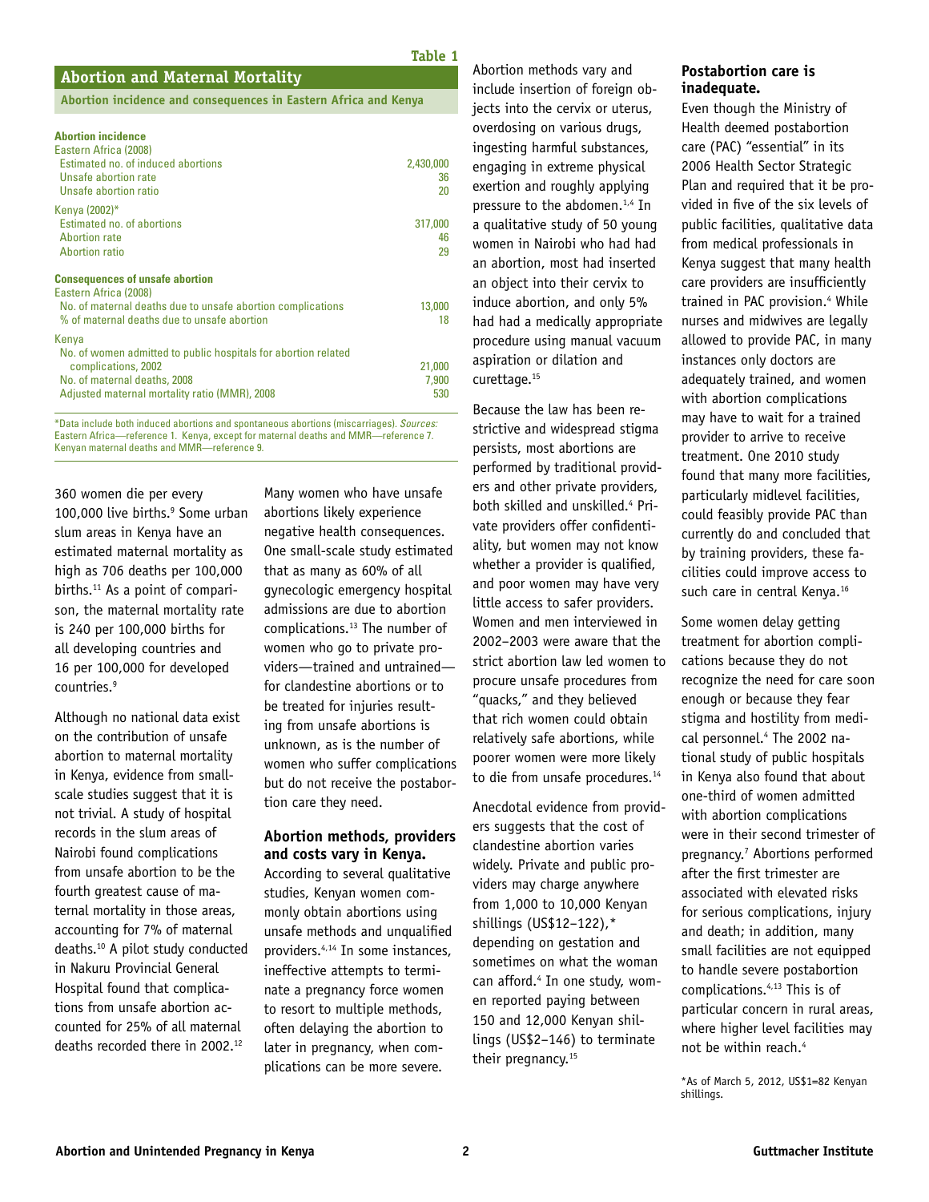Table 1

## Abortion and Maternal Mortality

**Abortion incidence and consequences in Eastern Africa and Kenya**

| | |
|---|---|
| **Abortion incidence** | |
| Eastern Africa (2008) | |
| Estimated no. of induced abortions | 2,430,000 |
| Unsafe abortion rate | 36 |
| Unsafe abortion ratio | 20 |
| Kenya (2002)* | |
| Estimated no. of abortions | 317,000 |
| Abortion rate | 46 |
| Abortion ratio | 29 |
| **Consequences of unsafe abortion** | |
| Eastern Africa (2008) | |
| No. of maternal deaths due to unsafe abortion complications | 13,000 |
| % of maternal deaths due to unsafe abortion | 18 |
| Kenya | |
| No. of women admitted to public hospitals for abortion related complications, 2002 | 21,000 |
| No. of maternal deaths, 2008 | 7,900 |
| Adjusted maternal mortality ratio (MMR), 2008 | 530 |

*Data include both induced abortions and spontaneous abortions (miscarriages). *Sources:* Eastern Africa—reference 1. Kenya, except for maternal deaths and MMR—reference 7. Kenyan maternal deaths and MMR—reference 9.

360 women die per every 100,000 live births.[9] Some urban slum areas in Kenya have an estimated maternal mortality as high as 706 deaths per 100,000 births.[11] As a point of comparison, the maternal mortality rate is 240 per 100,000 births for all developing countries and 16 per 100,000 for developed countries.[9]

Although no national data exist on the contribution of unsafe abortion to maternal mortality in Kenya, evidence from small-scale studies suggest that it is not trivial. A study of hospital records in the slum areas of Nairobi found complications from unsafe abortion to be the fourth greatest cause of maternal mortality in those areas, accounting for 7% of maternal deaths.[10] A pilot study conducted in Nakuru Provincial General Hospital found that complications from unsafe abortion accounted for 25% of all maternal deaths recorded there in 2002.[12]

Many women who have unsafe abortions likely experience negative health consequences. One small-scale study estimated that as many as 60% of all gynecologic emergency hospital admissions are due to abortion complications.[13] The number of women who go to private providers—trained and untrained—for clandestine abortions or to be treated for injuries resulting from unsafe abortions is unknown, as is the number of women who suffer complications but do not receive the postabortion care they need.

### Abortion methods, providers and costs vary in Kenya.

According to several qualitative studies, Kenyan women commonly obtain abortions using unsafe methods and unqualified providers.[4,14] In some instances, ineffective attempts to terminate a pregnancy force women to resort to multiple methods, often delaying the abortion to later in pregnancy, when complications can be more severe.

Abortion methods vary and include insertion of foreign objects into the cervix or uterus, overdosing on various drugs, ingesting harmful substances, engaging in extreme physical exertion and roughly applying pressure to the abdomen.[1,4] In a qualitative study of 50 young women in Nairobi who had had an abortion, most had inserted an object into their cervix to induce abortion, and only 5% had had a medically appropriate procedure using manual vacuum aspiration or dilation and curettage.[15]

Because the law has been restrictive and widespread stigma persists, most abortions are performed by traditional providers and other private providers, both skilled and unskilled.[4] Private providers offer confidentiality, but women may not know whether a provider is qualified, and poor women may have very little access to safer providers. Women and men interviewed in 2002–2003 were aware that the strict abortion law led women to procure unsafe procedures from "quacks," and they believed that rich women could obtain relatively safe abortions, while poorer women were more likely to die from unsafe procedures.[14]

Anecdotal evidence from providers suggests that the cost of clandestine abortion varies widely. Private and public providers may charge anywhere from 1,000 to 10,000 Kenyan shillings (US$12–122),* depending on gestation and sometimes on what the woman can afford.[4] In one study, women reported paying between 150 and 12,000 Kenyan shillings (US$2–146) to terminate their pregnancy.[15]

### Postabortion care is inadequate.

Even though the Ministry of Health deemed postabortion care (PAC) "essential" in its 2006 Health Sector Strategic Plan and required that it be provided in five of the six levels of public facilities, qualitative data from medical professionals in Kenya suggest that many health care providers are insufficiently trained in PAC provision.[4] While nurses and midwives are legally allowed to provide PAC, in many instances only doctors are adequately trained, and women with abortion complications may have to wait for a trained provider to arrive to receive treatment. One 2010 study found that many more facilities, particularly midlevel facilities, could feasibly provide PAC than currently do and concluded that by training providers, these facilities could improve access to such care in central Kenya.[16]

Some women delay getting treatment for abortion complications because they do not recognize the need for care soon enough or because they fear stigma and hostility from medical personnel.[4] The 2002 national study of public hospitals in Kenya also found that about one-third of women admitted with abortion complications were in their second trimester of pregnancy.[7] Abortions performed after the first trimester are associated with elevated risks for serious complications, injury and death; in addition, many small facilities are not equipped to handle severe postabortion complications.[4,13] This is of particular concern in rural areas, where higher level facilities may not be within reach.[4]

*As of March 5, 2012, US$1=82 Kenyan shillings.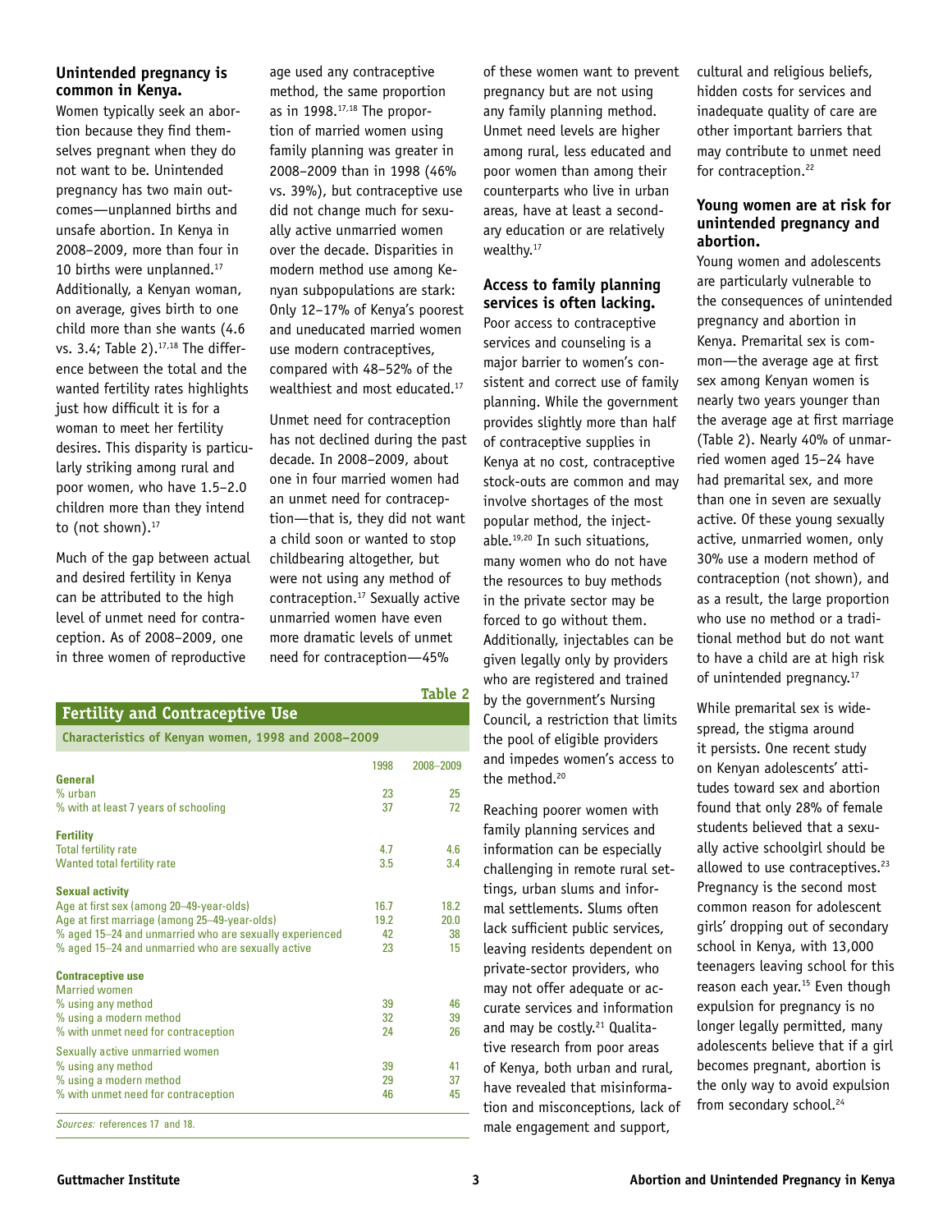### Unintended pregnancy is common in Kenya.

Women typically seek an abortion because they find themselves pregnant when they do not want to be. Unintended pregnancy has two main outcomes—unplanned births and unsafe abortion. In Kenya in 2008–2009, more than four in 10 births were unplanned.[17] Additionally, a Kenyan woman, on average, gives birth to one child more than she wants (4.6 vs. 3.4; Table 2).[17,18] The difference between the total and the wanted fertility rates highlights just how difficult it is for a woman to meet her fertility desires. This disparity is particularly striking among rural and poor women, who have 1.5–2.0 children more than they intend to (not shown).[17]

Much of the gap between actual and desired fertility in Kenya can be attributed to the high level of unmet need for contraception. As of 2008–2009, one in three women of reproductive age used any contraceptive method, the same proportion as in 1998.[17,18] The proportion of married women using family planning was greater in 2008–2009 than in 1998 (46% vs. 39%), but contraceptive use did not change much for sexually active unmarried women over the decade. Disparities in modern method use among Kenyan subpopulations are stark: Only 12–17% of Kenya's poorest and uneducated married women use modern contraceptives, compared with 48–52% of the wealthiest and most educated.[17]

Unmet need for contraception has not declined during the past decade. In 2008–2009, about one in four married women had an unmet need for contraception—that is, they did not want a child soon or wanted to stop childbearing altogether, but were not using any method of contraception.[17] Sexually active unmarried women have even more dramatic levels of unmet need for contraception—45% of these women want to prevent pregnancy but are not using any family planning method. Unmet need levels are higher among rural, less educated and poor women than among their counterparts who live in urban areas, have at least a secondary education or are relatively wealthy.[17]

**Table 2**

**Fertility and Contraceptive Use**

**Characteristics of Kenyan women, 1998 and 2008–2009**

| | 1998 | 2008–2009 |
|---|---|---|
| **General** | | |
| % urban | 23 | 25 |
| % with at least 7 years of schooling | 37 | 72 |
| **Fertility** | | |
| Total fertility rate | 4.7 | 4.6 |
| Wanted total fertility rate | 3.5 | 3.4 |
| **Sexual activity** | | |
| Age at first sex (among 20–49-year-olds) | 16.7 | 18.2 |
| Age at first marriage (among 25–49-year-olds) | 19.2 | 20.0 |
| % aged 15–24 and unmarried who are sexually experienced | 42 | 38 |
| % aged 15–24 and unmarried who are sexually active | 23 | 15 |
| **Contraceptive use** | | |
| Married women | | |
| % using any method | 39 | 46 |
| % using a modern method | 32 | 39 |
| % with unmet need for contraception | 24 | 26 |
| Sexually active unmarried women | | |
| % using any method | 39 | 41 |
| % using a modern method | 29 | 37 |
| % with unmet need for contraception | 46 | 45 |

*Sources:* references 17 and 18.

### Access to family planning services is often lacking.

Poor access to contraceptive services and counseling is a major barrier to women's consistent and correct use of family planning. While the government provides slightly more than half of contraceptive supplies in Kenya at no cost, contraceptive stock-outs are common and may involve shortages of the most popular method, the injectable.[19,20] In such situations, many women who do not have the resources to buy methods in the private sector may be forced to go without them. Additionally, injectables can be given legally only by providers who are registered and trained by the government's Nursing Council, a restriction that limits the pool of eligible providers and impedes women's access to the method.[20]

Reaching poorer women with family planning services and information can be especially challenging in remote rural settings, urban slums and informal settlements. Slums often lack sufficient public services, leaving residents dependent on private-sector providers, who may not offer adequate or accurate services and information and may be costly.[21] Qualitative research from poor areas of Kenya, both urban and rural, have revealed that misinformation and misconceptions, lack of male engagement and support, cultural and religious beliefs, hidden costs for services and inadequate quality of care are other important barriers that may contribute to unmet need for contraception.[22]

### Young women are at risk for unintended pregnancy and abortion.

Young women and adolescents are particularly vulnerable to the consequences of unintended pregnancy and abortion in Kenya. Premarital sex is common—the average age at first sex among Kenyan women is nearly two years younger than the average age at first marriage (Table 2). Nearly 40% of unmarried women aged 15–24 have had premarital sex, and more than one in seven are sexually active. Of these young sexually active, unmarried women, only 30% use a modern method of contraception (not shown), and as a result, the large proportion who use no method or a traditional method but do not want to have a child are at high risk of unintended pregnancy.[17]

While premarital sex is widespread, the stigma around it persists. One recent study on Kenyan adolescents' attitudes toward sex and abortion found that only 28% of female students believed that a sexually active schoolgirl should be allowed to use contraceptives.[23] Pregnancy is the second most common reason for adolescent girls' dropping out of secondary school in Kenya, with 13,000 teenagers leaving school for this reason each year.[15] Even though expulsion for pregnancy is no longer legally permitted, many adolescents believe that if a girl becomes pregnant, abortion is the only way to avoid expulsion from secondary school.[24]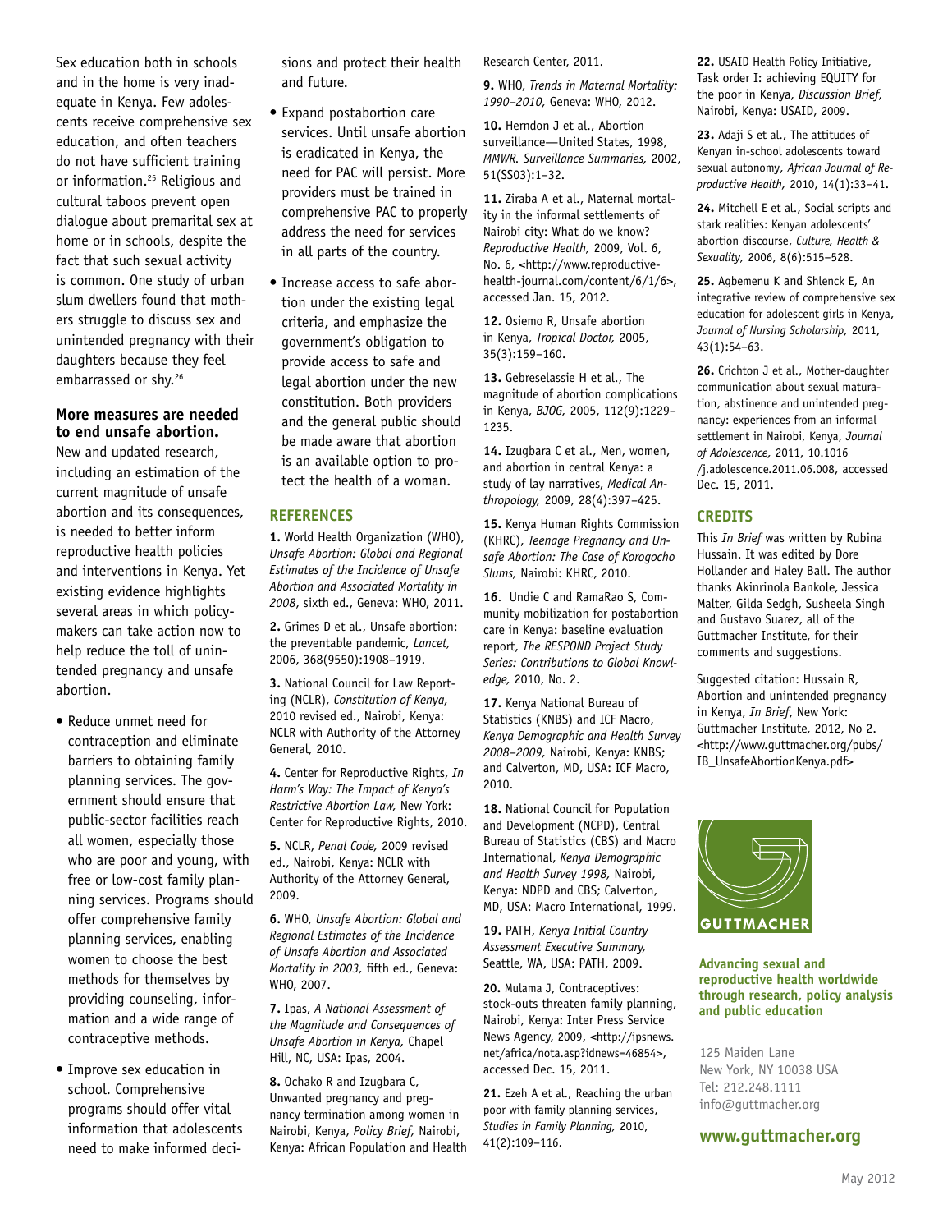Sex education both in schools and in the home is very inadequate in Kenya. Few adolescents receive comprehensive sex education, and often teachers do not have sufficient training or information.[25] Religious and cultural taboos prevent open dialogue about premarital sex at home or in schools, despite the fact that such sexual activity is common. One study of urban slum dwellers found that mothers struggle to discuss sex and unintended pregnancy with their daughters because they feel embarrassed or shy.[26]

**More measures are needed to end unsafe abortion.**

New and updated research, including an estimation of the current magnitude of unsafe abortion and its consequences, is needed to better inform reproductive health policies and interventions in Kenya. Yet existing evidence highlights several areas in which policymakers can take action now to help reduce the toll of unintended pregnancy and unsafe abortion.

- Reduce unmet need for contraception and eliminate barriers to obtaining family planning services. The government should ensure that public-sector facilities reach all women, especially those who are poor and young, with free or low-cost family planning services. Programs should offer comprehensive family planning services, enabling women to choose the best methods for themselves by providing counseling, information and a wide range of contraceptive methods.
- Improve sex education in school. Comprehensive programs should offer vital information that adolescents need to make informed decisions and protect their health and future.
- Expand postabortion care services. Until unsafe abortion is eradicated in Kenya, the need for PAC will persist. More providers must be trained in comprehensive PAC to properly address the need for services in all parts of the country.
- Increase access to safe abortion under the existing legal criteria, and emphasize the government's obligation to provide access to safe and legal abortion under the new constitution. Both providers and the general public should be made aware that abortion is an available option to protect the health of a woman.

## REFERENCES

**1.** World Health Organization (WHO), *Unsafe Abortion: Global and Regional Estimates of the Incidence of Unsafe Abortion and Associated Mortality in 2008*, sixth ed., Geneva: WHO, 2011.

**2.** Grimes D et al., Unsafe abortion: the preventable pandemic, *Lancet,* 2006, 368(9550):1908–1919.

**3.** National Council for Law Reporting (NCLR), *Constitution of Kenya,* 2010 revised ed., Nairobi, Kenya: NCLR with Authority of the Attorney General, 2010.

**4.** Center for Reproductive Rights, *In Harm's Way: The Impact of Kenya's Restrictive Abortion Law,* New York: Center for Reproductive Rights, 2010.

**5.** NCLR, *Penal Code,* 2009 revised ed., Nairobi, Kenya: NCLR with Authority of the Attorney General, 2009.

**6.** WHO, *Unsafe Abortion: Global and Regional Estimates of the Incidence of Unsafe Abortion and Associated Mortality in 2003,* fifth ed., Geneva: WHO, 2007.

**7.** Ipas, *A National Assessment of the Magnitude and Consequences of Unsafe Abortion in Kenya,* Chapel Hill, NC, USA: Ipas, 2004.

**8.** Ochako R and Izugbara C, Unwanted pregnancy and pregnancy termination among women in Nairobi, Kenya, *Policy Brief,* Nairobi, Kenya: African Population and Health Research Center, 2011.

**9.** WHO, *Trends in Maternal Mortality: 1990–2010,* Geneva: WHO, 2012.

**10.** Herndon J et al., Abortion surveillance—United States, 1998, *MMWR. Surveillance Summaries,* 2002, 51(SS03):1–32.

**11.** Ziraba A et al., Maternal mortality in the informal settlements of Nairobi city: What do we know? *Reproductive Health,* 2009, Vol. 6, No. 6, <http://www.reproductive-health-journal.com/content/6/1/6>, accessed Jan. 15, 2012.

**12.** Osiemo R, Unsafe abortion in Kenya, *Tropical Doctor,* 2005, 35(3):159–160.

**13.** Gebreselassie H et al., The magnitude of abortion complications in Kenya, *BJOG,* 2005, 112(9):1229–1235.

**14.** Izugbara C et al., Men, women, and abortion in central Kenya: a study of lay narratives, *Medical Anthropology,* 2009, 28(4):397–425.

**15.** Kenya Human Rights Commission (KHRC), *Teenage Pregnancy and Unsafe Abortion: The Case of Korogocho Slums,* Nairobi: KHRC, 2010.

**16**. Undie C and RamaRao S, Community mobilization for postabortion care in Kenya: baseline evaluation report, *The RESPOND Project Study Series: Contributions to Global Knowledge,* 2010, No. 2.

**17.** Kenya National Bureau of Statistics (KNBS) and ICF Macro, *Kenya Demographic and Health Survey 2008–2009,* Nairobi, Kenya: KNBS; and Calverton, MD, USA: ICF Macro, 2010.

**18.** National Council for Population and Development (NCPD), Central Bureau of Statistics (CBS) and Macro International, *Kenya Demographic and Health Survey 1998,* Nairobi, Kenya: NDPD and CBS; Calverton, MD, USA: Macro International, 1999.

**19.** PATH, *Kenya Initial Country Assessment Executive Summary,* Seattle, WA, USA: PATH, 2009.

**20.** Mulama J, Contraceptives: stock-outs threaten family planning, Nairobi, Kenya: Inter Press Service News Agency, 2009, <http://ipsnews.net/africa/nota.asp?idnews=46854>, accessed Dec. 15, 2011.

**21.** Ezeh A et al., Reaching the urban poor with family planning services, *Studies in Family Planning,* 2010, 41(2):109–116.

**22.** USAID Health Policy Initiative, Task order I: achieving EQUITY for the poor in Kenya, *Discussion Brief,* Nairobi, Kenya: USAID, 2009.

**23.** Adaji S et al., The attitudes of Kenyan in-school adolescents toward sexual autonomy, *African Journal of Reproductive Health,* 2010, 14(1):33–41.

**24.** Mitchell E et al., Social scripts and stark realities: Kenyan adolescents' abortion discourse, *Culture, Health & Sexuality,* 2006, 8(6):515–528.

**25.** Agbemenu K and Shlenck E, An integrative review of comprehensive sex education for adolescent girls in Kenya, *Journal of Nursing Scholarship,* 2011, 43(1):54–63.

**26.** Crichton J et al., Mother-daughter communication about sexual maturation, abstinence and unintended pregnancy: experiences from an informal settlement in Nairobi, Kenya, *Journal of Adolescence,* 2011, 10.1016/j.adolescence.2011.06.008, accessed Dec. 15, 2011.

## CREDITS

This *In Brief* was written by Rubina Hussain. It was edited by Dore Hollander and Haley Ball. The author thanks Akinrinola Bankole, Jessica Malter, Gilda Sedgh, Susheela Singh and Gustavo Suarez, all of the Guttmacher Institute, for their comments and suggestions.

Suggested citation: Hussain R, Abortion and unintended pregnancy in Kenya, *In Brief*, New York: Guttmacher Institute, 2012, No 2. <http://www.guttmacher.org/pubs/IB_UnsafeAbortionKenya.pdf>

GUTTMACHER

**Advancing sexual and reproductive health worldwide through research, policy analysis and public education**

125 Maiden Lane
New York, NY 10038 USA
Tel: 212.248.1111
info@guttmacher.org

**www.guttmacher.org**

May 2012